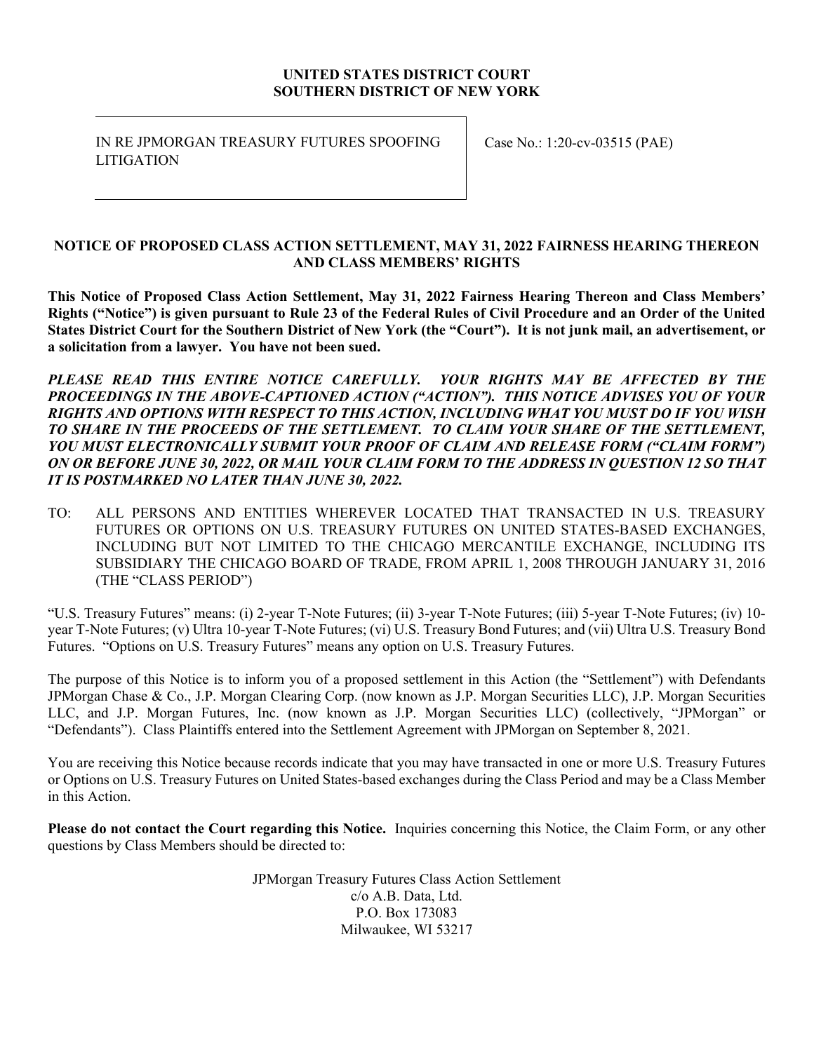**UNITED STATES DISTRICT COURT**
**SOUTHERN DISTRICT OF NEW YORK**

| IN RE JPMORGAN TREASURY FUTURES SPOOFING LITIGATION | Case No.: 1:20-cv-03515 (PAE) |
|---|---|

## NOTICE OF PROPOSED CLASS ACTION SETTLEMENT, MAY 31, 2022 FAIRNESS HEARING THEREON AND CLASS MEMBERS' RIGHTS

**This Notice of Proposed Class Action Settlement, May 31, 2022 Fairness Hearing Thereon and Class Members' Rights ("Notice") is given pursuant to Rule 23 of the Federal Rules of Civil Procedure and an Order of the United States District Court for the Southern District of New York (the "Court"). It is not junk mail, an advertisement, or a solicitation from a lawyer. You have not been sued.**

***PLEASE READ THIS ENTIRE NOTICE CAREFULLY. YOUR RIGHTS MAY BE AFFECTED BY THE PROCEEDINGS IN THE ABOVE-CAPTIONED ACTION ("ACTION"). THIS NOTICE ADVISES YOU OF YOUR RIGHTS AND OPTIONS WITH RESPECT TO THIS ACTION, INCLUDING WHAT YOU MUST DO IF YOU WISH TO SHARE IN THE PROCEEDS OF THE SETTLEMENT. TO CLAIM YOUR SHARE OF THE SETTLEMENT, YOU MUST ELECTRONICALLY SUBMIT YOUR PROOF OF CLAIM AND RELEASE FORM ("CLAIM FORM") ON OR BEFORE JUNE 30, 2022, OR MAIL YOUR CLAIM FORM TO THE ADDRESS IN QUESTION 12 SO THAT IT IS POSTMARKED NO LATER THAN JUNE 30, 2022.***

TO: ALL PERSONS AND ENTITIES WHEREVER LOCATED THAT TRANSACTED IN U.S. TREASURY FUTURES OR OPTIONS ON U.S. TREASURY FUTURES ON UNITED STATES-BASED EXCHANGES, INCLUDING BUT NOT LIMITED TO THE CHICAGO MERCANTILE EXCHANGE, INCLUDING ITS SUBSIDIARY THE CHICAGO BOARD OF TRADE, FROM APRIL 1, 2008 THROUGH JANUARY 31, 2016 (THE "CLASS PERIOD")

"U.S. Treasury Futures" means: (i) 2-year T-Note Futures; (ii) 3-year T-Note Futures; (iii) 5-year T-Note Futures; (iv) 10-year T-Note Futures; (v) Ultra 10-year T-Note Futures; (vi) U.S. Treasury Bond Futures; and (vii) Ultra U.S. Treasury Bond Futures. "Options on U.S. Treasury Futures" means any option on U.S. Treasury Futures.

The purpose of this Notice is to inform you of a proposed settlement in this Action (the "Settlement") with Defendants JPMorgan Chase & Co., J.P. Morgan Clearing Corp. (now known as J.P. Morgan Securities LLC), J.P. Morgan Securities LLC, and J.P. Morgan Futures, Inc. (now known as J.P. Morgan Securities LLC) (collectively, "JPMorgan" or "Defendants"). Class Plaintiffs entered into the Settlement Agreement with JPMorgan on September 8, 2021.

You are receiving this Notice because records indicate that you may have transacted in one or more U.S. Treasury Futures or Options on U.S. Treasury Futures on United States-based exchanges during the Class Period and may be a Class Member in this Action.

**Please do not contact the Court regarding this Notice.** Inquiries concerning this Notice, the Claim Form, or any other questions by Class Members should be directed to:

JPMorgan Treasury Futures Class Action Settlement
c/o A.B. Data, Ltd.
P.O. Box 173083
Milwaukee, WI 53217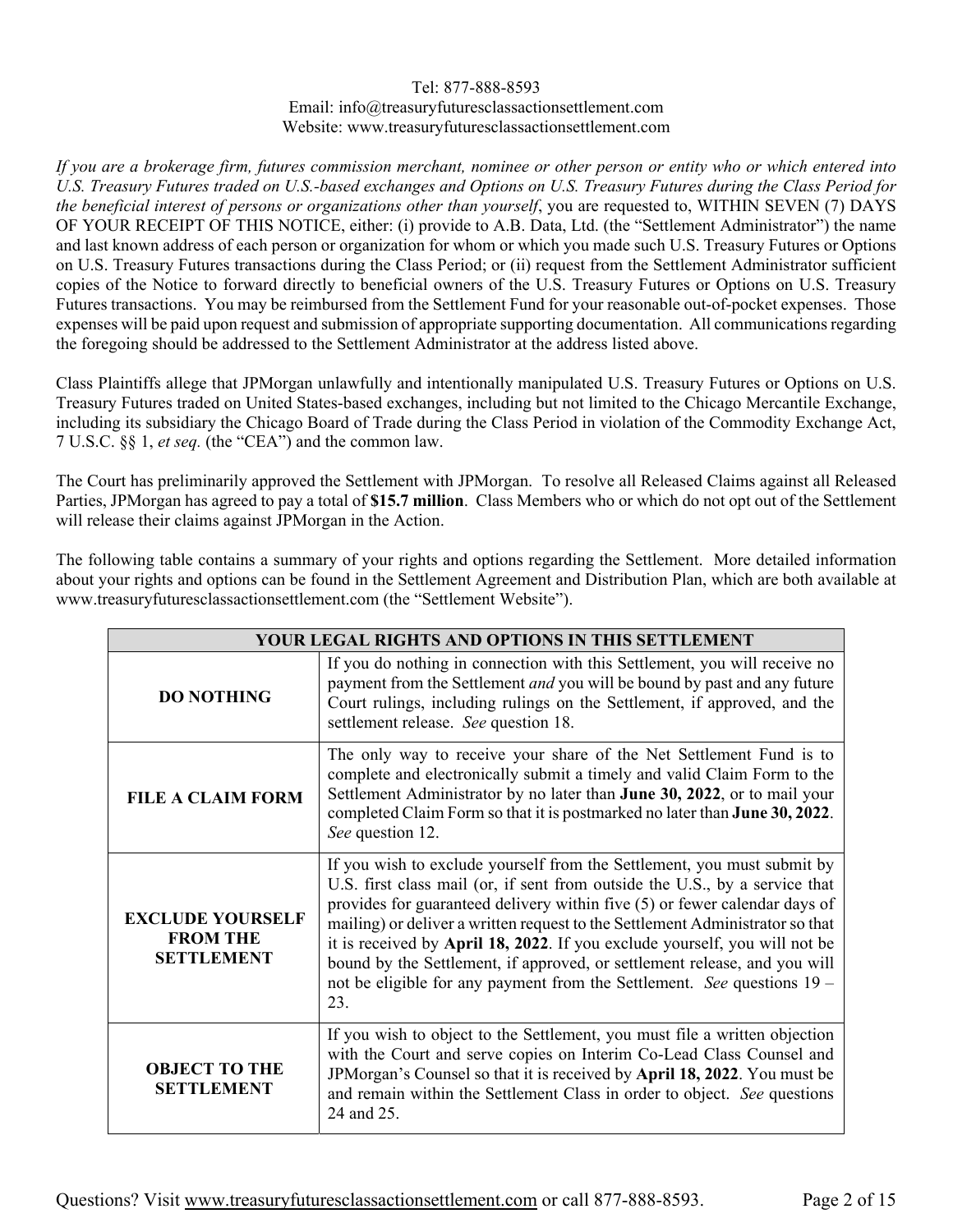Tel: 877-888-8593
Email: info@treasuryfuturesclassactionsettlement.com
Website: www.treasuryfuturesclassactionsettlement.com

*If you are a brokerage firm, futures commission merchant, nominee or other person or entity who or which entered into U.S. Treasury Futures traded on U.S.-based exchanges and Options on U.S. Treasury Futures during the Class Period for the beneficial interest of persons or organizations other than yourself*, you are requested to, WITHIN SEVEN (7) DAYS OF YOUR RECEIPT OF THIS NOTICE, either: (i) provide to A.B. Data, Ltd. (the "Settlement Administrator") the name and last known address of each person or organization for whom or which you made such U.S. Treasury Futures or Options on U.S. Treasury Futures transactions during the Class Period; or (ii) request from the Settlement Administrator sufficient copies of the Notice to forward directly to beneficial owners of the U.S. Treasury Futures or Options on U.S. Treasury Futures transactions. You may be reimbursed from the Settlement Fund for your reasonable out-of-pocket expenses. Those expenses will be paid upon request and submission of appropriate supporting documentation. All communications regarding the foregoing should be addressed to the Settlement Administrator at the address listed above.

Class Plaintiffs allege that JPMorgan unlawfully and intentionally manipulated U.S. Treasury Futures or Options on U.S. Treasury Futures traded on United States-based exchanges, including but not limited to the Chicago Mercantile Exchange, including its subsidiary the Chicago Board of Trade during the Class Period in violation of the Commodity Exchange Act, 7 U.S.C. §§ 1, *et seq.* (the "CEA") and the common law.

The Court has preliminarily approved the Settlement with JPMorgan. To resolve all Released Claims against all Released Parties, JPMorgan has agreed to pay a total of **$15.7 million**. Class Members who or which do not opt out of the Settlement will release their claims against JPMorgan in the Action.

The following table contains a summary of your rights and options regarding the Settlement. More detailed information about your rights and options can be found in the Settlement Agreement and Distribution Plan, which are both available at www.treasuryfuturesclassactionsettlement.com (the "Settlement Website").

| YOUR LEGAL RIGHTS AND OPTIONS IN THIS SETTLEMENT | |
|---|---|
| **DO NOTHING** | If you do nothing in connection with this Settlement, you will receive no payment from the Settlement *and* you will be bound by past and any future Court rulings, including rulings on the Settlement, if approved, and the settlement release. *See* question 18. |
| **FILE A CLAIM FORM** | The only way to receive your share of the Net Settlement Fund is to complete and electronically submit a timely and valid Claim Form to the Settlement Administrator by no later than **June 30, 2022**, or to mail your completed Claim Form so that it is postmarked no later than **June 30, 2022**. *See* question 12. |
| **EXCLUDE YOURSELF FROM THE SETTLEMENT** | If you wish to exclude yourself from the Settlement, you must submit by U.S. first class mail (or, if sent from outside the U.S., by a service that provides for guaranteed delivery within five (5) or fewer calendar days of mailing) or deliver a written request to the Settlement Administrator so that it is received by **April 18, 2022**. If you exclude yourself, you will not be bound by the Settlement, if approved, or settlement release, and you will not be eligible for any payment from the Settlement. *See* questions 19 – 23. |
| **OBJECT TO THE SETTLEMENT** | If you wish to object to the Settlement, you must file a written objection with the Court and serve copies on Interim Co-Lead Class Counsel and JPMorgan's Counsel so that it is received by **April 18, 2022**. You must be and remain within the Settlement Class in order to object. *See* questions 24 and 25. |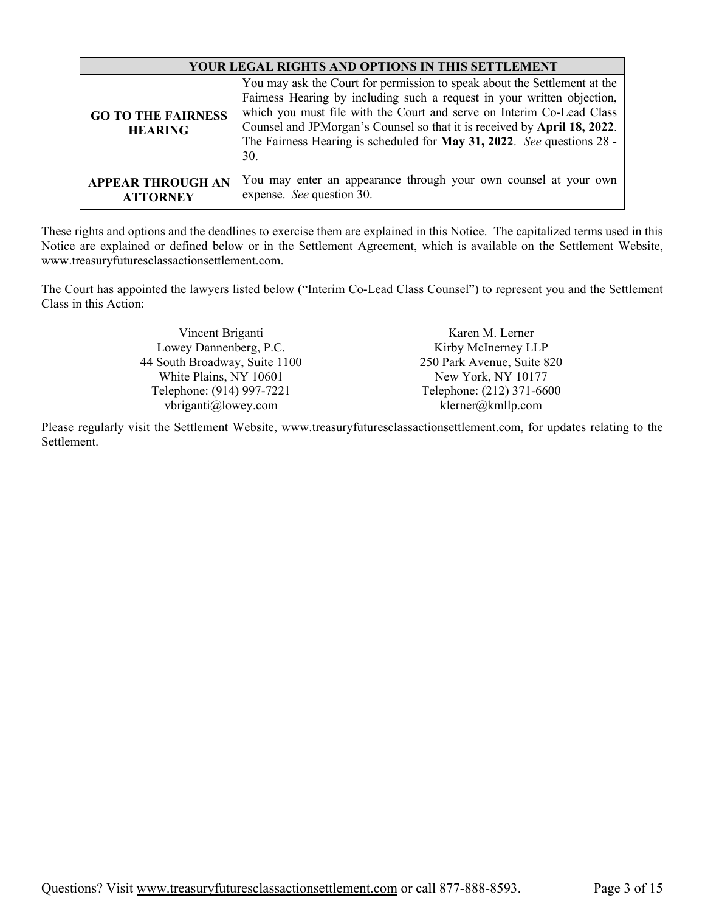| YOUR LEGAL RIGHTS AND OPTIONS IN THIS SETTLEMENT | |
|---|---|
| **GO TO THE FAIRNESS HEARING** | You may ask the Court for permission to speak about the Settlement at the Fairness Hearing by including such a request in your written objection, which you must file with the Court and serve on Interim Co-Lead Class Counsel and JPMorgan's Counsel so that it is received by **April 18, 2022**. The Fairness Hearing is scheduled for **May 31, 2022**. *See* questions 28 - 30. |
| **APPEAR THROUGH AN ATTORNEY** | You may enter an appearance through your own counsel at your own expense. *See* question 30. |

These rights and options and the deadlines to exercise them are explained in this Notice. The capitalized terms used in this Notice are explained or defined below or in the Settlement Agreement, which is available on the Settlement Website, www.treasuryfuturesclassactionsettlement.com.

The Court has appointed the lawyers listed below ("Interim Co-Lead Class Counsel") to represent you and the Settlement Class in this Action:

Vincent Briganti
Lowey Dannenberg, P.C.
44 South Broadway, Suite 1100
White Plains, NY 10601
Telephone: (914) 997-7221
vbriganti@lowey.com

Karen M. Lerner
Kirby McInerney LLP
250 Park Avenue, Suite 820
New York, NY 10177
Telephone: (212) 371-6600
klerner@kmllp.com

Please regularly visit the Settlement Website, www.treasuryfuturesclassactionsettlement.com, for updates relating to the Settlement.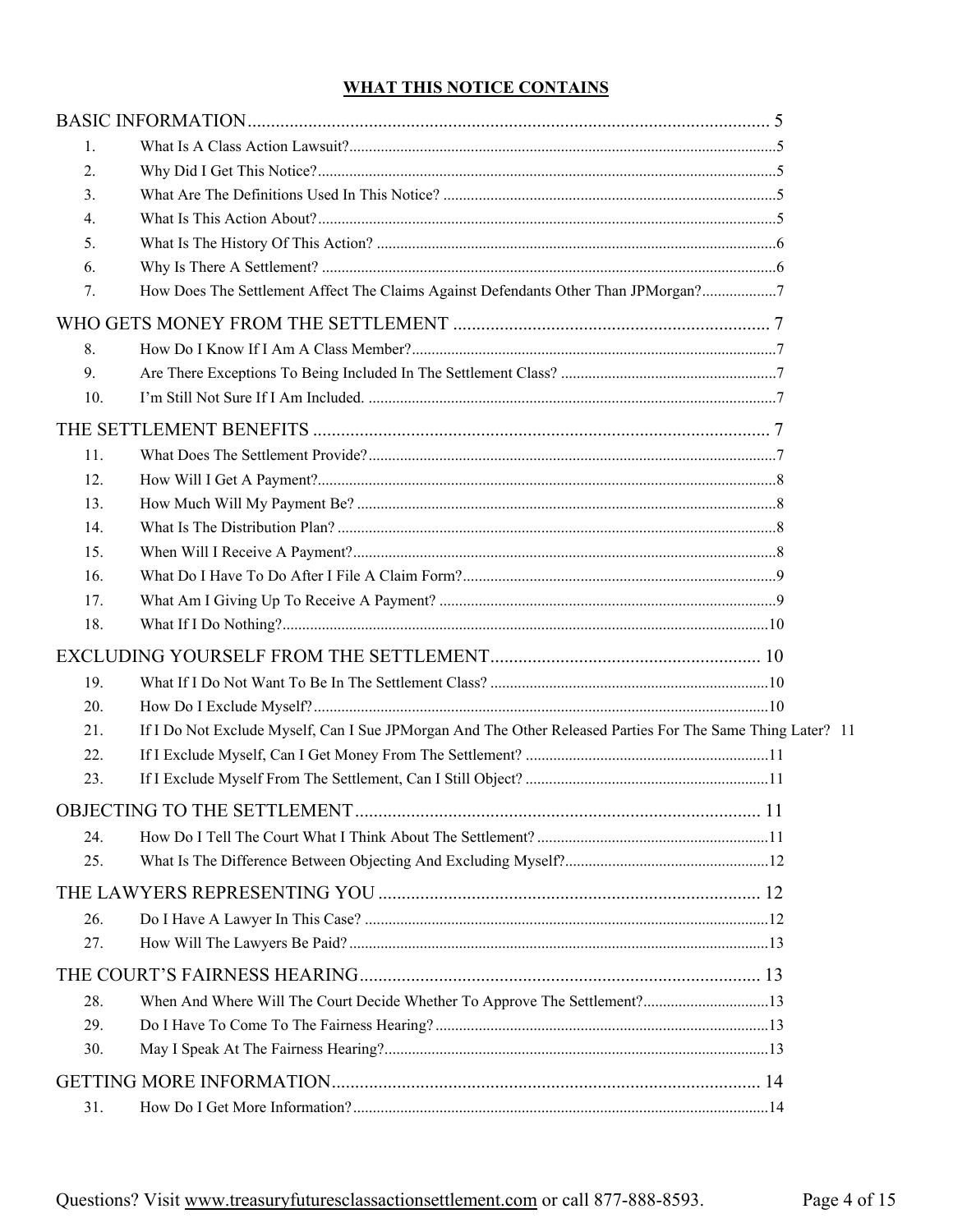## WHAT THIS NOTICE CONTAINS

**BASIC INFORMATION** ..... 5

1. What Is A Class Action Lawsuit? ..... 5
2. Why Did I Get This Notice? ..... 5
3. What Are The Definitions Used In This Notice? ..... 5
4. What Is This Action About? ..... 5
5. What Is The History Of This Action? ..... 6
6. Why Is There A Settlement? ..... 6
7. How Does The Settlement Affect The Claims Against Defendants Other Than JPMorgan? ..... 7

**WHO GETS MONEY FROM THE SETTLEMENT** ..... 7

8. How Do I Know If I Am A Class Member? ..... 7
9. Are There Exceptions To Being Included In The Settlement Class? ..... 7
10. I'm Still Not Sure If I Am Included. ..... 7

**THE SETTLEMENT BENEFITS** ..... 7

11. What Does The Settlement Provide? ..... 7
12. How Will I Get A Payment? ..... 8
13. How Much Will My Payment Be? ..... 8
14. What Is The Distribution Plan? ..... 8
15. When Will I Receive A Payment? ..... 8
16. What Do I Have To Do After I File A Claim Form? ..... 9
17. What Am I Giving Up To Receive A Payment? ..... 9
18. What If I Do Nothing? ..... 10

**EXCLUDING YOURSELF FROM THE SETTLEMENT** ..... 10

19. What If I Do Not Want To Be In The Settlement Class? ..... 10
20. How Do I Exclude Myself? ..... 10
21. If I Do Not Exclude Myself, Can I Sue JPMorgan And The Other Released Parties For The Same Thing Later? 11
22. If I Exclude Myself, Can I Get Money From The Settlement? ..... 11
23. If I Exclude Myself From The Settlement, Can I Still Object? ..... 11

**OBJECTING TO THE SETTLEMENT** ..... 11

24. How Do I Tell The Court What I Think About The Settlement? ..... 11
25. What Is The Difference Between Objecting And Excluding Myself? ..... 12

**THE LAWYERS REPRESENTING YOU** ..... 12

26. Do I Have A Lawyer In This Case? ..... 12
27. How Will The Lawyers Be Paid? ..... 13

**THE COURT'S FAIRNESS HEARING** ..... 13

28. When And Where Will The Court Decide Whether To Approve The Settlement? ..... 13
29. Do I Have To Come To The Fairness Hearing? ..... 13
30. May I Speak At The Fairness Hearing? ..... 13

**GETTING MORE INFORMATION** ..... 14

31. How Do I Get More Information? ..... 14

Questions? Visit www.treasuryfuturesclassactionsettlement.com or call 877-888-8593.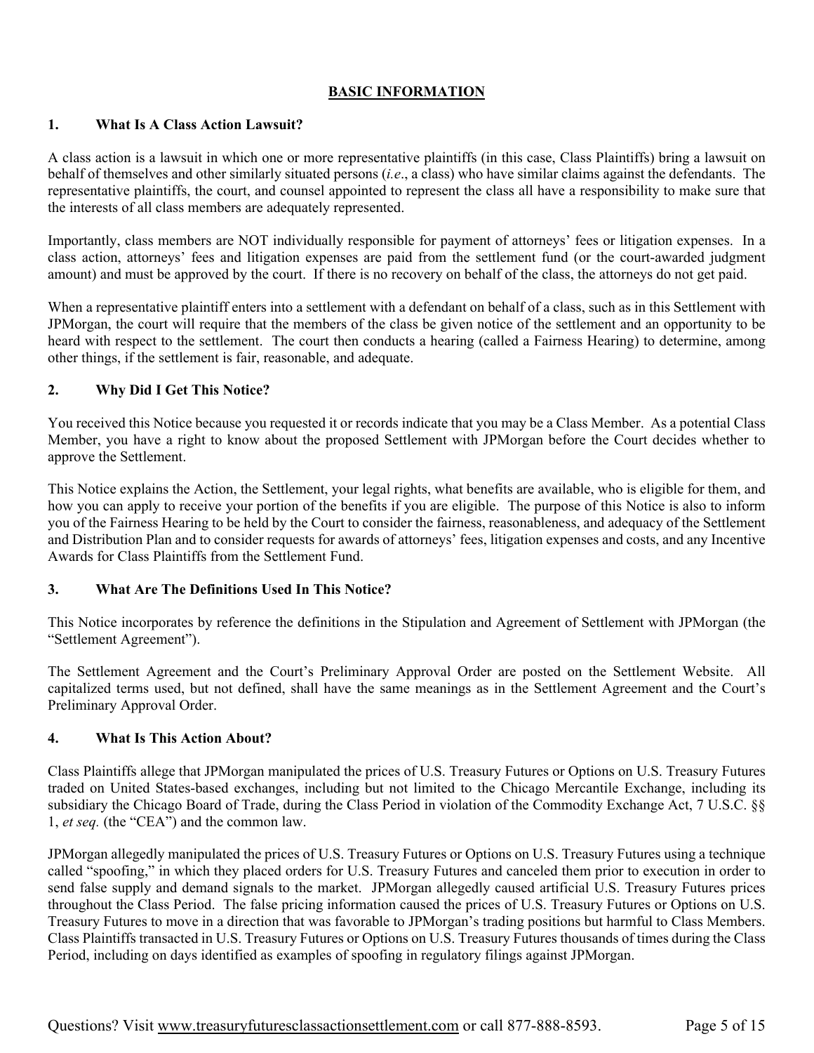## BASIC INFORMATION

### 1. What Is A Class Action Lawsuit?

A class action is a lawsuit in which one or more representative plaintiffs (in this case, Class Plaintiffs) bring a lawsuit on behalf of themselves and other similarly situated persons (*i.e*., a class) who have similar claims against the defendants. The representative plaintiffs, the court, and counsel appointed to represent the class all have a responsibility to make sure that the interests of all class members are adequately represented.

Importantly, class members are NOT individually responsible for payment of attorneys' fees or litigation expenses. In a class action, attorneys' fees and litigation expenses are paid from the settlement fund (or the court-awarded judgment amount) and must be approved by the court. If there is no recovery on behalf of the class, the attorneys do not get paid.

When a representative plaintiff enters into a settlement with a defendant on behalf of a class, such as in this Settlement with JPMorgan, the court will require that the members of the class be given notice of the settlement and an opportunity to be heard with respect to the settlement. The court then conducts a hearing (called a Fairness Hearing) to determine, among other things, if the settlement is fair, reasonable, and adequate.

### 2. Why Did I Get This Notice?

You received this Notice because you requested it or records indicate that you may be a Class Member. As a potential Class Member, you have a right to know about the proposed Settlement with JPMorgan before the Court decides whether to approve the Settlement.

This Notice explains the Action, the Settlement, your legal rights, what benefits are available, who is eligible for them, and how you can apply to receive your portion of the benefits if you are eligible. The purpose of this Notice is also to inform you of the Fairness Hearing to be held by the Court to consider the fairness, reasonableness, and adequacy of the Settlement and Distribution Plan and to consider requests for awards of attorneys' fees, litigation expenses and costs, and any Incentive Awards for Class Plaintiffs from the Settlement Fund.

### 3. What Are The Definitions Used In This Notice?

This Notice incorporates by reference the definitions in the Stipulation and Agreement of Settlement with JPMorgan (the "Settlement Agreement").

The Settlement Agreement and the Court's Preliminary Approval Order are posted on the Settlement Website. All capitalized terms used, but not defined, shall have the same meanings as in the Settlement Agreement and the Court's Preliminary Approval Order.

### 4. What Is This Action About?

Class Plaintiffs allege that JPMorgan manipulated the prices of U.S. Treasury Futures or Options on U.S. Treasury Futures traded on United States-based exchanges, including but not limited to the Chicago Mercantile Exchange, including its subsidiary the Chicago Board of Trade, during the Class Period in violation of the Commodity Exchange Act, 7 U.S.C. §§ 1, *et seq.* (the "CEA") and the common law.

JPMorgan allegedly manipulated the prices of U.S. Treasury Futures or Options on U.S. Treasury Futures using a technique called "spoofing," in which they placed orders for U.S. Treasury Futures and canceled them prior to execution in order to send false supply and demand signals to the market. JPMorgan allegedly caused artificial U.S. Treasury Futures prices throughout the Class Period. The false pricing information caused the prices of U.S. Treasury Futures or Options on U.S. Treasury Futures to move in a direction that was favorable to JPMorgan's trading positions but harmful to Class Members. Class Plaintiffs transacted in U.S. Treasury Futures or Options on U.S. Treasury Futures thousands of times during the Class Period, including on days identified as examples of spoofing in regulatory filings against JPMorgan.

Questions? Visit www.treasuryfuturesclassactionsettlement.com or call 877-888-8593.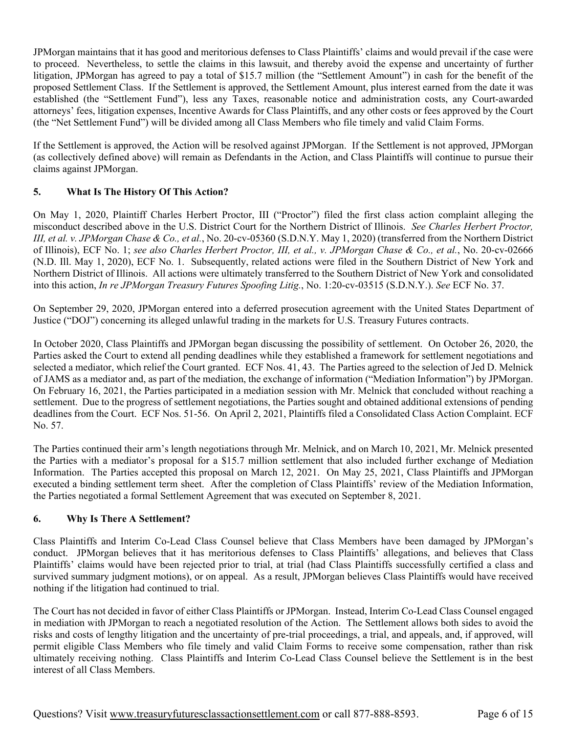JPMorgan maintains that it has good and meritorious defenses to Class Plaintiffs' claims and would prevail if the case were to proceed. Nevertheless, to settle the claims in this lawsuit, and thereby avoid the expense and uncertainty of further litigation, JPMorgan has agreed to pay a total of $15.7 million (the "Settlement Amount") in cash for the benefit of the proposed Settlement Class. If the Settlement is approved, the Settlement Amount, plus interest earned from the date it was established (the "Settlement Fund"), less any Taxes, reasonable notice and administration costs, any Court-awarded attorneys' fees, litigation expenses, Incentive Awards for Class Plaintiffs, and any other costs or fees approved by the Court (the "Net Settlement Fund") will be divided among all Class Members who file timely and valid Claim Forms.

If the Settlement is approved, the Action will be resolved against JPMorgan. If the Settlement is not approved, JPMorgan (as collectively defined above) will remain as Defendants in the Action, and Class Plaintiffs will continue to pursue their claims against JPMorgan.

## 5. What Is The History Of This Action?

On May 1, 2020, Plaintiff Charles Herbert Proctor, III ("Proctor") filed the first class action complaint alleging the misconduct described above in the U.S. District Court for the Northern District of Illinois. *See Charles Herbert Proctor, III, et al. v. JPMorgan Chase & Co., et al.*, No. 20-cv-05360 (S.D.N.Y. May 1, 2020) (transferred from the Northern District of Illinois), ECF No. 1; *see also Charles Herbert Proctor, III, et al., v. JPMorgan Chase & Co., et al.*, No. 20-cv-02666 (N.D. Ill. May 1, 2020), ECF No. 1. Subsequently, related actions were filed in the Southern District of New York and Northern District of Illinois. All actions were ultimately transferred to the Southern District of New York and consolidated into this action, *In re JPMorgan Treasury Futures Spoofing Litig.*, No. 1:20-cv-03515 (S.D.N.Y.). *See* ECF No. 37.

On September 29, 2020, JPMorgan entered into a deferred prosecution agreement with the United States Department of Justice ("DOJ") concerning its alleged unlawful trading in the markets for U.S. Treasury Futures contracts.

In October 2020, Class Plaintiffs and JPMorgan began discussing the possibility of settlement. On October 26, 2020, the Parties asked the Court to extend all pending deadlines while they established a framework for settlement negotiations and selected a mediator, which relief the Court granted. ECF Nos. 41, 43. The Parties agreed to the selection of Jed D. Melnick of JAMS as a mediator and, as part of the mediation, the exchange of information ("Mediation Information") by JPMorgan. On February 16, 2021, the Parties participated in a mediation session with Mr. Melnick that concluded without reaching a settlement. Due to the progress of settlement negotiations, the Parties sought and obtained additional extensions of pending deadlines from the Court. ECF Nos. 51-56. On April 2, 2021, Plaintiffs filed a Consolidated Class Action Complaint. ECF No. 57.

The Parties continued their arm's length negotiations through Mr. Melnick, and on March 10, 2021, Mr. Melnick presented the Parties with a mediator's proposal for a $15.7 million settlement that also included further exchange of Mediation Information. The Parties accepted this proposal on March 12, 2021. On May 25, 2021, Class Plaintiffs and JPMorgan executed a binding settlement term sheet. After the completion of Class Plaintiffs' review of the Mediation Information, the Parties negotiated a formal Settlement Agreement that was executed on September 8, 2021.

## 6. Why Is There A Settlement?

Class Plaintiffs and Interim Co-Lead Class Counsel believe that Class Members have been damaged by JPMorgan's conduct. JPMorgan believes that it has meritorious defenses to Class Plaintiffs' allegations, and believes that Class Plaintiffs' claims would have been rejected prior to trial, at trial (had Class Plaintiffs successfully certified a class and survived summary judgment motions), or on appeal. As a result, JPMorgan believes Class Plaintiffs would have received nothing if the litigation had continued to trial.

The Court has not decided in favor of either Class Plaintiffs or JPMorgan. Instead, Interim Co-Lead Class Counsel engaged in mediation with JPMorgan to reach a negotiated resolution of the Action. The Settlement allows both sides to avoid the risks and costs of lengthy litigation and the uncertainty of pre-trial proceedings, a trial, and appeals, and, if approved, will permit eligible Class Members who file timely and valid Claim Forms to receive some compensation, rather than risk ultimately receiving nothing. Class Plaintiffs and Interim Co-Lead Class Counsel believe the Settlement is in the best interest of all Class Members.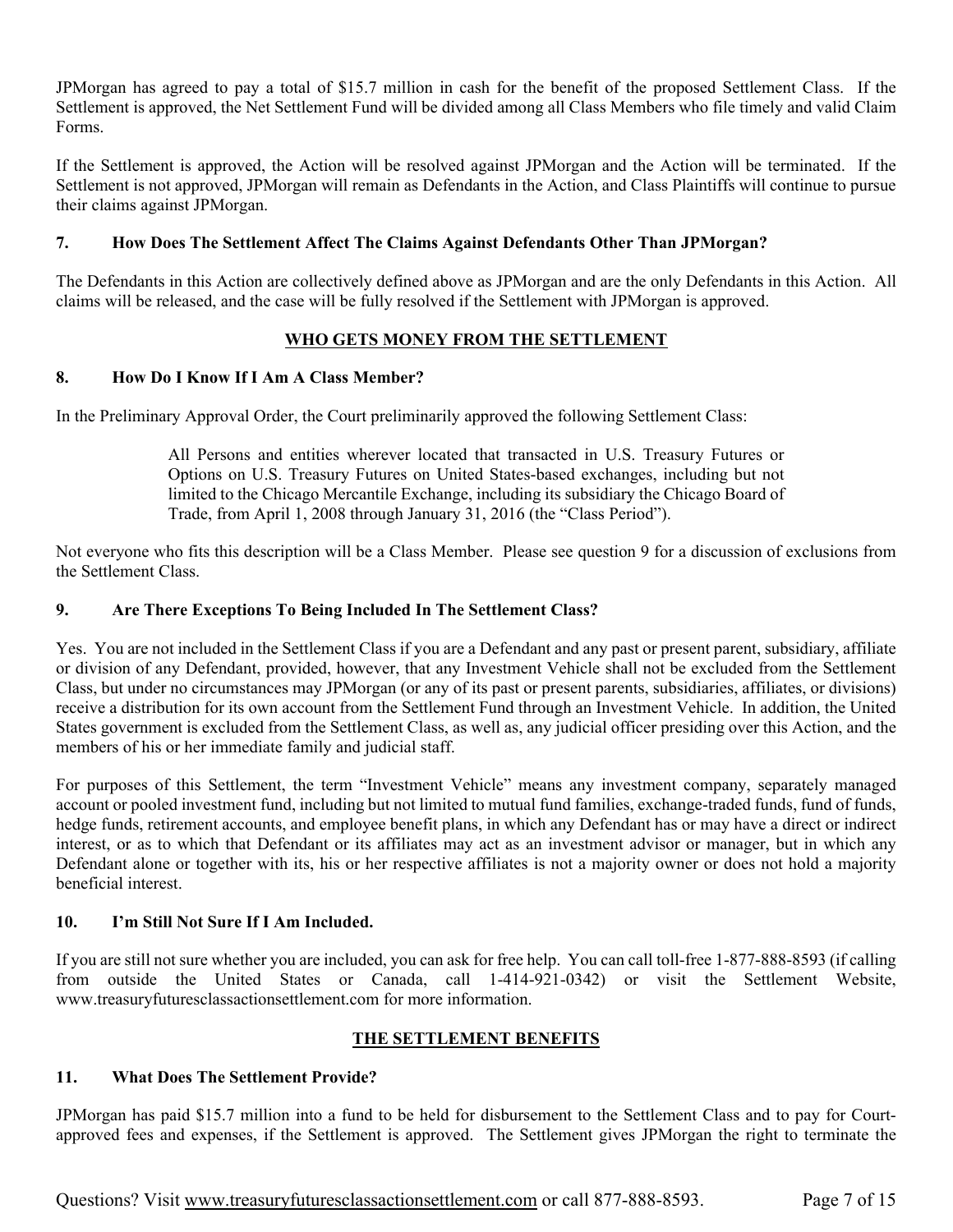JPMorgan has agreed to pay a total of $15.7 million in cash for the benefit of the proposed Settlement Class. If the Settlement is approved, the Net Settlement Fund will be divided among all Class Members who file timely and valid Claim Forms.

If the Settlement is approved, the Action will be resolved against JPMorgan and the Action will be terminated. If the Settlement is not approved, JPMorgan will remain as Defendants in the Action, and Class Plaintiffs will continue to pursue their claims against JPMorgan.

### 7. How Does The Settlement Affect The Claims Against Defendants Other Than JPMorgan?

The Defendants in this Action are collectively defined above as JPMorgan and are the only Defendants in this Action. All claims will be released, and the case will be fully resolved if the Settlement with JPMorgan is approved.

## WHO GETS MONEY FROM THE SETTLEMENT

### 8. How Do I Know If I Am A Class Member?

In the Preliminary Approval Order, the Court preliminarily approved the following Settlement Class:

> All Persons and entities wherever located that transacted in U.S. Treasury Futures or Options on U.S. Treasury Futures on United States-based exchanges, including but not limited to the Chicago Mercantile Exchange, including its subsidiary the Chicago Board of Trade, from April 1, 2008 through January 31, 2016 (the "Class Period").

Not everyone who fits this description will be a Class Member. Please see question 9 for a discussion of exclusions from the Settlement Class.

### 9. Are There Exceptions To Being Included In The Settlement Class?

Yes. You are not included in the Settlement Class if you are a Defendant and any past or present parent, subsidiary, affiliate or division of any Defendant, provided, however, that any Investment Vehicle shall not be excluded from the Settlement Class, but under no circumstances may JPMorgan (or any of its past or present parents, subsidiaries, affiliates, or divisions) receive a distribution for its own account from the Settlement Fund through an Investment Vehicle. In addition, the United States government is excluded from the Settlement Class, as well as, any judicial officer presiding over this Action, and the members of his or her immediate family and judicial staff.

For purposes of this Settlement, the term "Investment Vehicle" means any investment company, separately managed account or pooled investment fund, including but not limited to mutual fund families, exchange-traded funds, fund of funds, hedge funds, retirement accounts, and employee benefit plans, in which any Defendant has or may have a direct or indirect interest, or as to which that Defendant or its affiliates may act as an investment advisor or manager, but in which any Defendant alone or together with its, his or her respective affiliates is not a majority owner or does not hold a majority beneficial interest.

### 10. I'm Still Not Sure If I Am Included.

If you are still not sure whether you are included, you can ask for free help. You can call toll-free 1-877-888-8593 (if calling from outside the United States or Canada, call 1-414-921-0342) or visit the Settlement Website, www.treasuryfuturesclassactionsettlement.com for more information.

## THE SETTLEMENT BENEFITS

### 11. What Does The Settlement Provide?

JPMorgan has paid $15.7 million into a fund to be held for disbursement to the Settlement Class and to pay for Court-approved fees and expenses, if the Settlement is approved. The Settlement gives JPMorgan the right to terminate the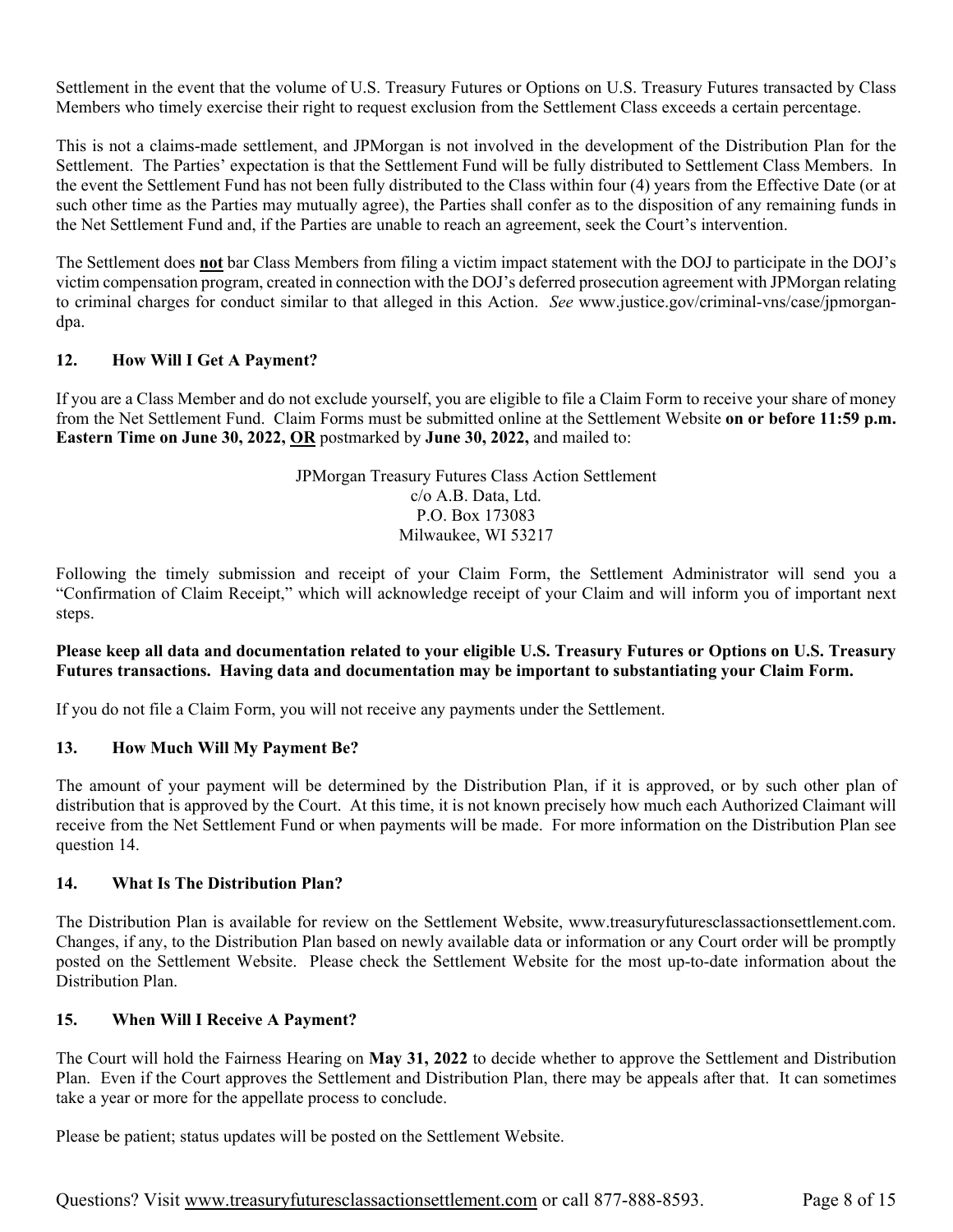Settlement in the event that the volume of U.S. Treasury Futures or Options on U.S. Treasury Futures transacted by Class Members who timely exercise their right to request exclusion from the Settlement Class exceeds a certain percentage.

This is not a claims-made settlement, and JPMorgan is not involved in the development of the Distribution Plan for the Settlement. The Parties' expectation is that the Settlement Fund will be fully distributed to Settlement Class Members. In the event the Settlement Fund has not been fully distributed to the Class within four (4) years from the Effective Date (or at such other time as the Parties may mutually agree), the Parties shall confer as to the disposition of any remaining funds in the Net Settlement Fund and, if the Parties are unable to reach an agreement, seek the Court's intervention.

The Settlement does **not** bar Class Members from filing a victim impact statement with the DOJ to participate in the DOJ's victim compensation program, created in connection with the DOJ's deferred prosecution agreement with JPMorgan relating to criminal charges for conduct similar to that alleged in this Action. *See* www.justice.gov/criminal-vns/case/jpmorgan-dpa.

### 12. How Will I Get A Payment?

If you are a Class Member and do not exclude yourself, you are eligible to file a Claim Form to receive your share of money from the Net Settlement Fund. Claim Forms must be submitted online at the Settlement Website **on or before 11:59 p.m. Eastern Time on June 30, 2022, OR** postmarked by **June 30, 2022,** and mailed to:

JPMorgan Treasury Futures Class Action Settlement
c/o A.B. Data, Ltd.
P.O. Box 173083
Milwaukee, WI 53217

Following the timely submission and receipt of your Claim Form, the Settlement Administrator will send you a "Confirmation of Claim Receipt," which will acknowledge receipt of your Claim and will inform you of important next steps.

**Please keep all data and documentation related to your eligible U.S. Treasury Futures or Options on U.S. Treasury Futures transactions. Having data and documentation may be important to substantiating your Claim Form.**

If you do not file a Claim Form, you will not receive any payments under the Settlement.

### 13. How Much Will My Payment Be?

The amount of your payment will be determined by the Distribution Plan, if it is approved, or by such other plan of distribution that is approved by the Court. At this time, it is not known precisely how much each Authorized Claimant will receive from the Net Settlement Fund or when payments will be made. For more information on the Distribution Plan see question 14.

### 14. What Is The Distribution Plan?

The Distribution Plan is available for review on the Settlement Website, www.treasuryfuturesclassactionsettlement.com. Changes, if any, to the Distribution Plan based on newly available data or information or any Court order will be promptly posted on the Settlement Website. Please check the Settlement Website for the most up-to-date information about the Distribution Plan.

### 15. When Will I Receive A Payment?

The Court will hold the Fairness Hearing on **May 31, 2022** to decide whether to approve the Settlement and Distribution Plan. Even if the Court approves the Settlement and Distribution Plan, there may be appeals after that. It can sometimes take a year or more for the appellate process to conclude.

Please be patient; status updates will be posted on the Settlement Website.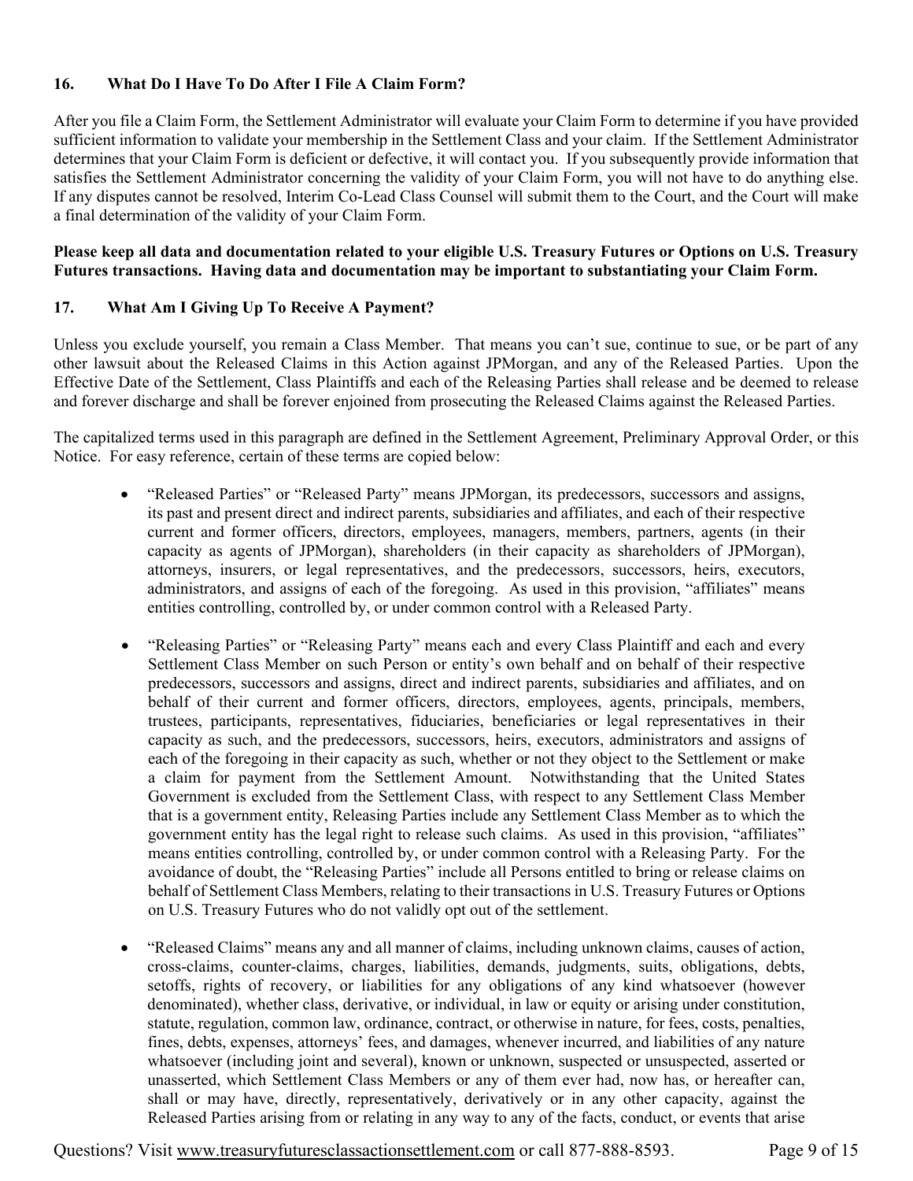## 16. What Do I Have To Do After I File A Claim Form?

After you file a Claim Form, the Settlement Administrator will evaluate your Claim Form to determine if you have provided sufficient information to validate your membership in the Settlement Class and your claim. If the Settlement Administrator determines that your Claim Form is deficient or defective, it will contact you. If you subsequently provide information that satisfies the Settlement Administrator concerning the validity of your Claim Form, you will not have to do anything else. If any disputes cannot be resolved, Interim Co-Lead Class Counsel will submit them to the Court, and the Court will make a final determination of the validity of your Claim Form.

**Please keep all data and documentation related to your eligible U.S. Treasury Futures or Options on U.S. Treasury Futures transactions. Having data and documentation may be important to substantiating your Claim Form.**

## 17. What Am I Giving Up To Receive A Payment?

Unless you exclude yourself, you remain a Class Member. That means you can't sue, continue to sue, or be part of any other lawsuit about the Released Claims in this Action against JPMorgan, and any of the Released Parties. Upon the Effective Date of the Settlement, Class Plaintiffs and each of the Releasing Parties shall release and be deemed to release and forever discharge and shall be forever enjoined from prosecuting the Released Claims against the Released Parties.

The capitalized terms used in this paragraph are defined in the Settlement Agreement, Preliminary Approval Order, or this Notice. For easy reference, certain of these terms are copied below:

- "Released Parties" or "Released Party" means JPMorgan, its predecessors, successors and assigns, its past and present direct and indirect parents, subsidiaries and affiliates, and each of their respective current and former officers, directors, employees, managers, members, partners, agents (in their capacity as agents of JPMorgan), shareholders (in their capacity as shareholders of JPMorgan), attorneys, insurers, or legal representatives, and the predecessors, successors, heirs, executors, administrators, and assigns of each of the foregoing. As used in this provision, "affiliates" means entities controlling, controlled by, or under common control with a Released Party.

- "Releasing Parties" or "Releasing Party" means each and every Class Plaintiff and each and every Settlement Class Member on such Person or entity's own behalf and on behalf of their respective predecessors, successors and assigns, direct and indirect parents, subsidiaries and affiliates, and on behalf of their current and former officers, directors, employees, agents, principals, members, trustees, participants, representatives, fiduciaries, beneficiaries or legal representatives in their capacity as such, and the predecessors, successors, heirs, executors, administrators and assigns of each of the foregoing in their capacity as such, whether or not they object to the Settlement or make a claim for payment from the Settlement Amount. Notwithstanding that the United States Government is excluded from the Settlement Class, with respect to any Settlement Class Member that is a government entity, Releasing Parties include any Settlement Class Member as to which the government entity has the legal right to release such claims. As used in this provision, "affiliates" means entities controlling, controlled by, or under common control with a Releasing Party. For the avoidance of doubt, the "Releasing Parties" include all Persons entitled to bring or release claims on behalf of Settlement Class Members, relating to their transactions in U.S. Treasury Futures or Options on U.S. Treasury Futures who do not validly opt out of the settlement.

- "Released Claims" means any and all manner of claims, including unknown claims, causes of action, cross-claims, counter-claims, charges, liabilities, demands, judgments, suits, obligations, debts, setoffs, rights of recovery, or liabilities for any obligations of any kind whatsoever (however denominated), whether class, derivative, or individual, in law or equity or arising under constitution, statute, regulation, common law, ordinance, contract, or otherwise in nature, for fees, costs, penalties, fines, debts, expenses, attorneys' fees, and damages, whenever incurred, and liabilities of any nature whatsoever (including joint and several), known or unknown, suspected or unsuspected, asserted or unasserted, which Settlement Class Members or any of them ever had, now has, or hereafter can, shall or may have, directly, representatively, derivatively or in any other capacity, against the Released Parties arising from or relating in any way to any of the facts, conduct, or events that arise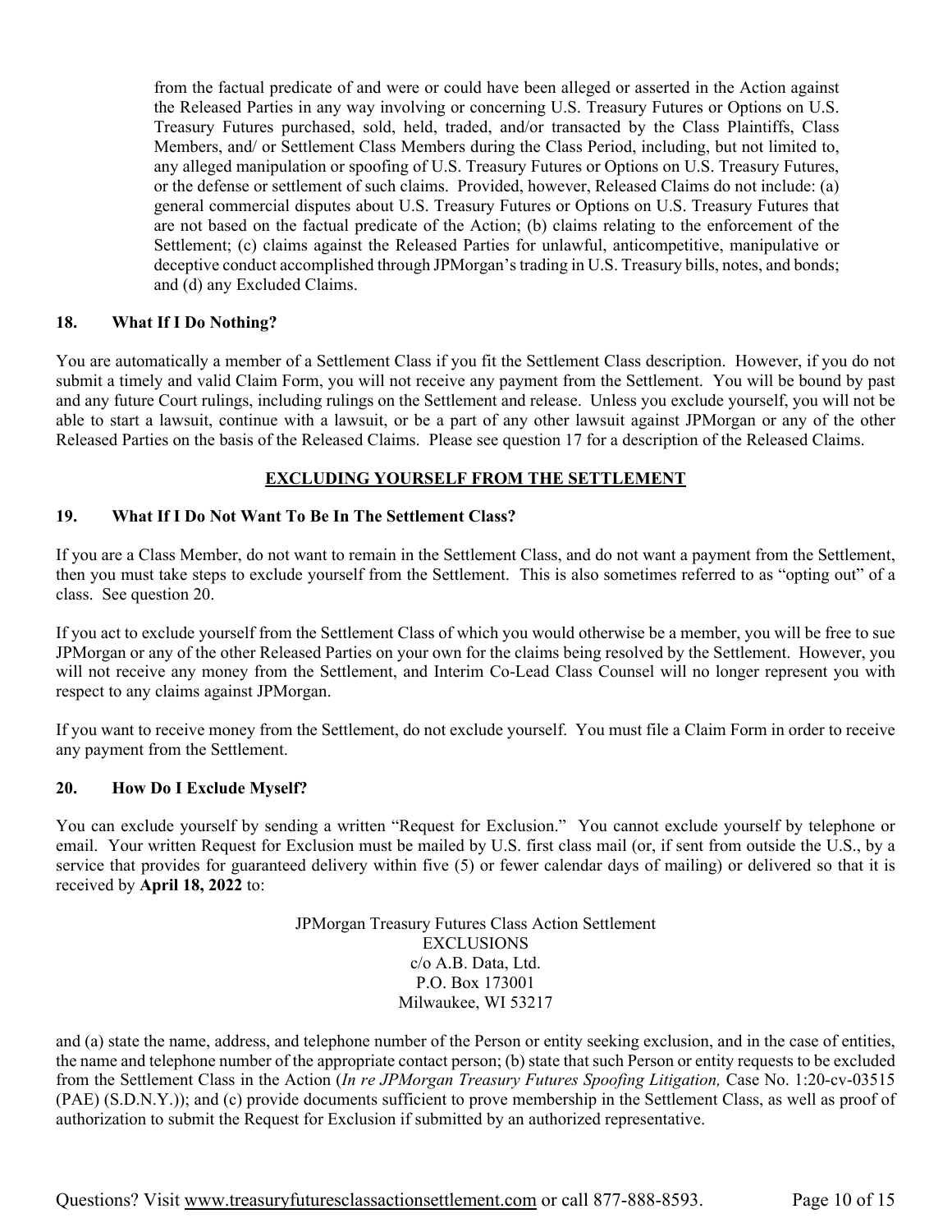from the factual predicate of and were or could have been alleged or asserted in the Action against the Released Parties in any way involving or concerning U.S. Treasury Futures or Options on U.S. Treasury Futures purchased, sold, held, traded, and/or transacted by the Class Plaintiffs, Class Members, and/ or Settlement Class Members during the Class Period, including, but not limited to, any alleged manipulation or spoofing of U.S. Treasury Futures or Options on U.S. Treasury Futures, or the defense or settlement of such claims. Provided, however, Released Claims do not include: (a) general commercial disputes about U.S. Treasury Futures or Options on U.S. Treasury Futures that are not based on the factual predicate of the Action; (b) claims relating to the enforcement of the Settlement; (c) claims against the Released Parties for unlawful, anticompetitive, manipulative or deceptive conduct accomplished through JPMorgan's trading in U.S. Treasury bills, notes, and bonds; and (d) any Excluded Claims.

### 18. What If I Do Nothing?

You are automatically a member of a Settlement Class if you fit the Settlement Class description. However, if you do not submit a timely and valid Claim Form, you will not receive any payment from the Settlement. You will be bound by past and any future Court rulings, including rulings on the Settlement and release. Unless you exclude yourself, you will not be able to start a lawsuit, continue with a lawsuit, or be a part of any other lawsuit against JPMorgan or any of the other Released Parties on the basis of the Released Claims. Please see question 17 for a description of the Released Claims.

## EXCLUDING YOURSELF FROM THE SETTLEMENT

### 19. What If I Do Not Want To Be In The Settlement Class?

If you are a Class Member, do not want to remain in the Settlement Class, and do not want a payment from the Settlement, then you must take steps to exclude yourself from the Settlement. This is also sometimes referred to as "opting out" of a class. See question 20.

If you act to exclude yourself from the Settlement Class of which you would otherwise be a member, you will be free to sue JPMorgan or any of the other Released Parties on your own for the claims being resolved by the Settlement. However, you will not receive any money from the Settlement, and Interim Co-Lead Class Counsel will no longer represent you with respect to any claims against JPMorgan.

If you want to receive money from the Settlement, do not exclude yourself. You must file a Claim Form in order to receive any payment from the Settlement.

### 20. How Do I Exclude Myself?

You can exclude yourself by sending a written "Request for Exclusion." You cannot exclude yourself by telephone or email. Your written Request for Exclusion must be mailed by U.S. first class mail (or, if sent from outside the U.S., by a service that provides for guaranteed delivery within five (5) or fewer calendar days of mailing) or delivered so that it is received by **April 18, 2022** to:

JPMorgan Treasury Futures Class Action Settlement
EXCLUSIONS
c/o A.B. Data, Ltd.
P.O. Box 173001
Milwaukee, WI 53217

and (a) state the name, address, and telephone number of the Person or entity seeking exclusion, and in the case of entities, the name and telephone number of the appropriate contact person; (b) state that such Person or entity requests to be excluded from the Settlement Class in the Action (*In re JPMorgan Treasury Futures Spoofing Litigation,* Case No. 1:20-cv-03515 (PAE) (S.D.N.Y.)); and (c) provide documents sufficient to prove membership in the Settlement Class, as well as proof of authorization to submit the Request for Exclusion if submitted by an authorized representative.

Questions? Visit www.treasuryfuturesclassactionsettlement.com or call 877-888-8593.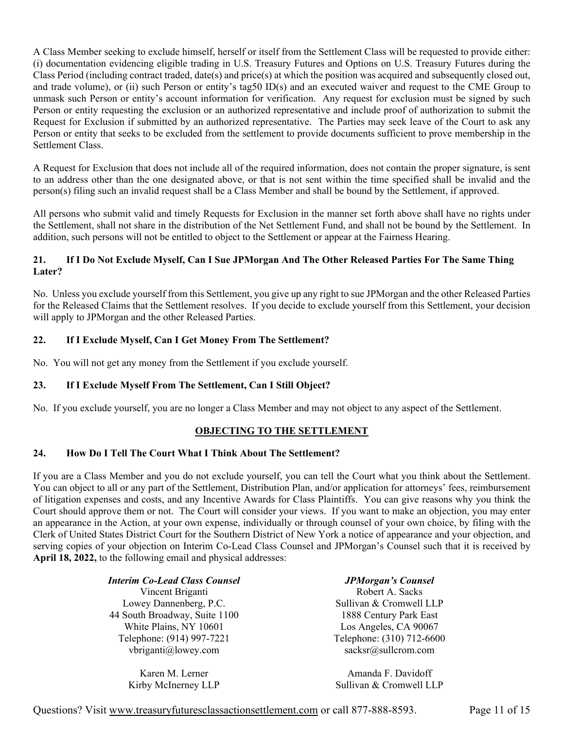A Class Member seeking to exclude himself, herself or itself from the Settlement Class will be requested to provide either: (i) documentation evidencing eligible trading in U.S. Treasury Futures and Options on U.S. Treasury Futures during the Class Period (including contract traded, date(s) and price(s) at which the position was acquired and subsequently closed out, and trade volume), or (ii) such Person or entity's tag50 ID(s) and an executed waiver and request to the CME Group to unmask such Person or entity's account information for verification. Any request for exclusion must be signed by such Person or entity requesting the exclusion or an authorized representative and include proof of authorization to submit the Request for Exclusion if submitted by an authorized representative. The Parties may seek leave of the Court to ask any Person or entity that seeks to be excluded from the settlement to provide documents sufficient to prove membership in the Settlement Class.

A Request for Exclusion that does not include all of the required information, does not contain the proper signature, is sent to an address other than the one designated above, or that is not sent within the time specified shall be invalid and the person(s) filing such an invalid request shall be a Class Member and shall be bound by the Settlement, if approved.

All persons who submit valid and timely Requests for Exclusion in the manner set forth above shall have no rights under the Settlement, shall not share in the distribution of the Net Settlement Fund, and shall not be bound by the Settlement. In addition, such persons will not be entitled to object to the Settlement or appear at the Fairness Hearing.

### 21. If I Do Not Exclude Myself, Can I Sue JPMorgan And The Other Released Parties For The Same Thing Later?

No. Unless you exclude yourself from this Settlement, you give up any right to sue JPMorgan and the other Released Parties for the Released Claims that the Settlement resolves. If you decide to exclude yourself from this Settlement, your decision will apply to JPMorgan and the other Released Parties.

### 22. If I Exclude Myself, Can I Get Money From The Settlement?

No. You will not get any money from the Settlement if you exclude yourself.

### 23. If I Exclude Myself From The Settlement, Can I Still Object?

No. If you exclude yourself, you are no longer a Class Member and may not object to any aspect of the Settlement.

## OBJECTING TO THE SETTLEMENT

### 24. How Do I Tell The Court What I Think About The Settlement?

If you are a Class Member and you do not exclude yourself, you can tell the Court what you think about the Settlement. You can object to all or any part of the Settlement, Distribution Plan, and/or application for attorneys' fees, reimbursement of litigation expenses and costs, and any Incentive Awards for Class Plaintiffs. You can give reasons why you think the Court should approve them or not. The Court will consider your views. If you want to make an objection, you may enter an appearance in the Action, at your own expense, individually or through counsel of your own choice, by filing with the Clerk of United States District Court for the Southern District of New York a notice of appearance and your objection, and serving copies of your objection on Interim Co-Lead Class Counsel and JPMorgan's Counsel such that it is received by **April 18, 2022,** to the following email and physical addresses:

***Interim Co-Lead Class Counsel***

Vincent Briganti
Lowey Dannenberg, P.C.
44 South Broadway, Suite 1100
White Plains, NY 10601
Telephone: (914) 997-7221
vbriganti@lowey.com

Karen M. Lerner
Kirby McInerney LLP

***JPMorgan's Counsel***

Robert A. Sacks
Sullivan & Cromwell LLP
1888 Century Park East
Los Angeles, CA 90067
Telephone: (310) 712-6600
sacksr@sullcrom.com

Amanda F. Davidoff
Sullivan & Cromwell LLP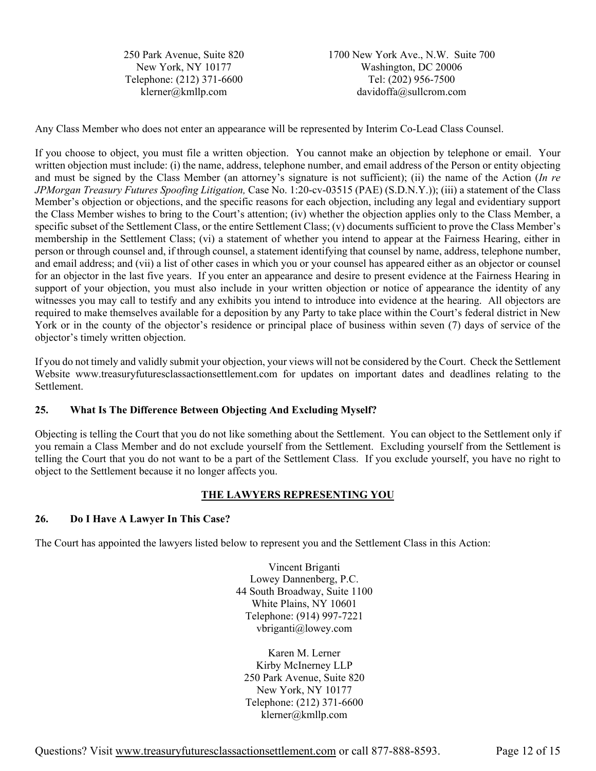| | |
|---|---|
| 250 Park Avenue, Suite 820<br>New York, NY 10177<br>Telephone: (212) 371-6600<br>klerner@kmllp.com | 1700 New York Ave., N.W. Suite 700<br>Washington, DC 20006<br>Tel: (202) 956-7500<br>davidoffa@sullcrom.com |

Any Class Member who does not enter an appearance will be represented by Interim Co-Lead Class Counsel.

If you choose to object, you must file a written objection. You cannot make an objection by telephone or email. Your written objection must include: (i) the name, address, telephone number, and email address of the Person or entity objecting and must be signed by the Class Member (an attorney's signature is not sufficient); (ii) the name of the Action (*In re JPMorgan Treasury Futures Spoofing Litigation,* Case No. 1:20-cv-03515 (PAE) (S.D.N.Y.)); (iii) a statement of the Class Member's objection or objections, and the specific reasons for each objection, including any legal and evidentiary support the Class Member wishes to bring to the Court's attention; (iv) whether the objection applies only to the Class Member, a specific subset of the Settlement Class, or the entire Settlement Class; (v) documents sufficient to prove the Class Member's membership in the Settlement Class; (vi) a statement of whether you intend to appear at the Fairness Hearing, either in person or through counsel and, if through counsel, a statement identifying that counsel by name, address, telephone number, and email address; and (vii) a list of other cases in which you or your counsel has appeared either as an objector or counsel for an objector in the last five years. If you enter an appearance and desire to present evidence at the Fairness Hearing in support of your objection, you must also include in your written objection or notice of appearance the identity of any witnesses you may call to testify and any exhibits you intend to introduce into evidence at the hearing. All objectors are required to make themselves available for a deposition by any Party to take place within the Court's federal district in New York or in the county of the objector's residence or principal place of business within seven (7) days of service of the objector's timely written objection.

If you do not timely and validly submit your objection, your views will not be considered by the Court. Check the Settlement Website www.treasuryfuturesclassactionsettlement.com for updates on important dates and deadlines relating to the Settlement.

### 25. What Is The Difference Between Objecting And Excluding Myself?

Objecting is telling the Court that you do not like something about the Settlement. You can object to the Settlement only if you remain a Class Member and do not exclude yourself from the Settlement. Excluding yourself from the Settlement is telling the Court that you do not want to be a part of the Settlement Class. If you exclude yourself, you have no right to object to the Settlement because it no longer affects you.

## THE LAWYERS REPRESENTING YOU

### 26. Do I Have A Lawyer In This Case?

The Court has appointed the lawyers listed below to represent you and the Settlement Class in this Action:

Vincent Briganti
Lowey Dannenberg, P.C.
44 South Broadway, Suite 1100
White Plains, NY 10601
Telephone: (914) 997-7221
vbriganti@lowey.com

Karen M. Lerner
Kirby McInerney LLP
250 Park Avenue, Suite 820
New York, NY 10177
Telephone: (212) 371-6600
klerner@kmllp.com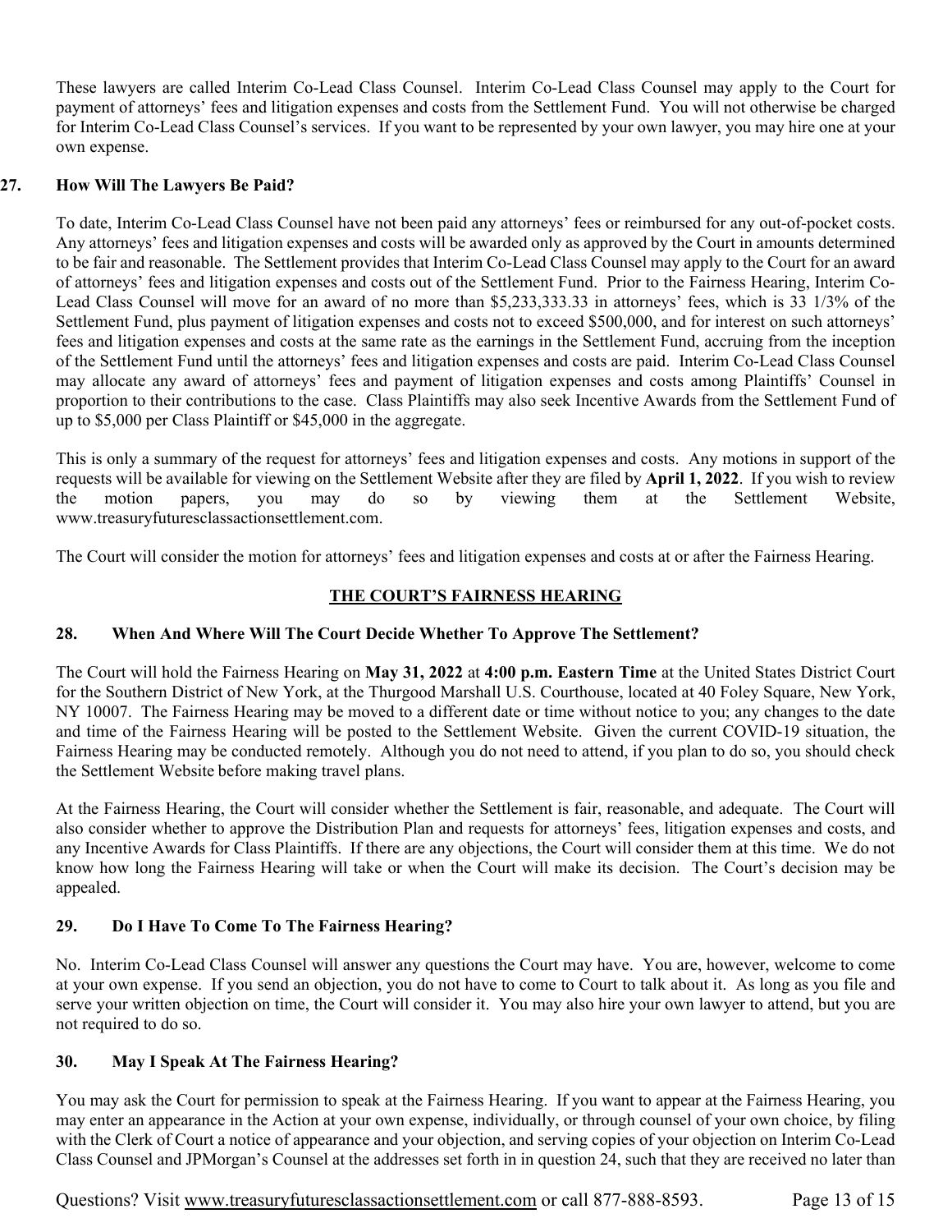These lawyers are called Interim Co-Lead Class Counsel. Interim Co-Lead Class Counsel may apply to the Court for payment of attorneys' fees and litigation expenses and costs from the Settlement Fund. You will not otherwise be charged for Interim Co-Lead Class Counsel's services. If you want to be represented by your own lawyer, you may hire one at your own expense.

### 27. How Will The Lawyers Be Paid?

To date, Interim Co-Lead Class Counsel have not been paid any attorneys' fees or reimbursed for any out-of-pocket costs. Any attorneys' fees and litigation expenses and costs will be awarded only as approved by the Court in amounts determined to be fair and reasonable. The Settlement provides that Interim Co-Lead Class Counsel may apply to the Court for an award of attorneys' fees and litigation expenses and costs out of the Settlement Fund. Prior to the Fairness Hearing, Interim Co-Lead Class Counsel will move for an award of no more than $5,233,333.33 in attorneys' fees, which is 33 1/3% of the Settlement Fund, plus payment of litigation expenses and costs not to exceed $500,000, and for interest on such attorneys' fees and litigation expenses and costs at the same rate as the earnings in the Settlement Fund, accruing from the inception of the Settlement Fund until the attorneys' fees and litigation expenses and costs are paid. Interim Co-Lead Class Counsel may allocate any award of attorneys' fees and payment of litigation expenses and costs among Plaintiffs' Counsel in proportion to their contributions to the case. Class Plaintiffs may also seek Incentive Awards from the Settlement Fund of up to $5,000 per Class Plaintiff or $45,000 in the aggregate.

This is only a summary of the request for attorneys' fees and litigation expenses and costs. Any motions in support of the requests will be available for viewing on the Settlement Website after they are filed by **April 1, 2022**. If you wish to review the motion papers, you may do so by viewing them at the Settlement Website, www.treasuryfuturesclassactionsettlement.com.

The Court will consider the motion for attorneys' fees and litigation expenses and costs at or after the Fairness Hearing.

## THE COURT'S FAIRNESS HEARING

### 28. When And Where Will The Court Decide Whether To Approve The Settlement?

The Court will hold the Fairness Hearing on **May 31, 2022** at **4:00 p.m. Eastern Time** at the United States District Court for the Southern District of New York, at the Thurgood Marshall U.S. Courthouse, located at 40 Foley Square, New York, NY 10007. The Fairness Hearing may be moved to a different date or time without notice to you; any changes to the date and time of the Fairness Hearing will be posted to the Settlement Website. Given the current COVID-19 situation, the Fairness Hearing may be conducted remotely. Although you do not need to attend, if you plan to do so, you should check the Settlement Website before making travel plans.

At the Fairness Hearing, the Court will consider whether the Settlement is fair, reasonable, and adequate. The Court will also consider whether to approve the Distribution Plan and requests for attorneys' fees, litigation expenses and costs, and any Incentive Awards for Class Plaintiffs. If there are any objections, the Court will consider them at this time. We do not know how long the Fairness Hearing will take or when the Court will make its decision. The Court's decision may be appealed.

### 29. Do I Have To Come To The Fairness Hearing?

No. Interim Co-Lead Class Counsel will answer any questions the Court may have. You are, however, welcome to come at your own expense. If you send an objection, you do not have to come to Court to talk about it. As long as you file and serve your written objection on time, the Court will consider it. You may also hire your own lawyer to attend, but you are not required to do so.

### 30. May I Speak At The Fairness Hearing?

You may ask the Court for permission to speak at the Fairness Hearing. If you want to appear at the Fairness Hearing, you may enter an appearance in the Action at your own expense, individually, or through counsel of your own choice, by filing with the Clerk of Court a notice of appearance and your objection, and serving copies of your objection on Interim Co-Lead Class Counsel and JPMorgan's Counsel at the addresses set forth in in question 24, such that they are received no later than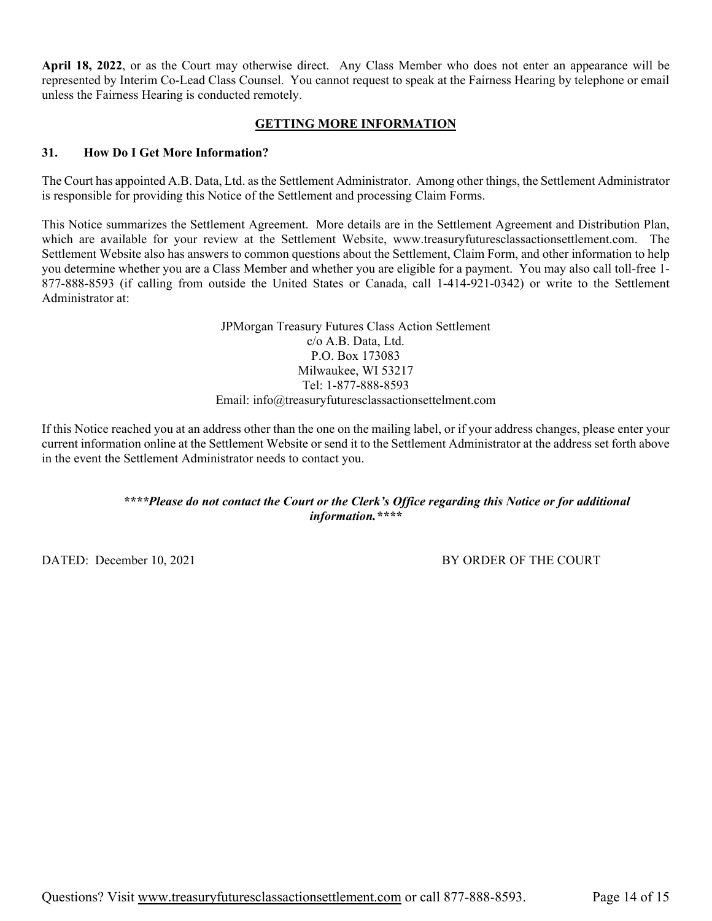**April 18, 2022**, or as the Court may otherwise direct. Any Class Member who does not enter an appearance will be represented by Interim Co-Lead Class Counsel. You cannot request to speak at the Fairness Hearing by telephone or email unless the Fairness Hearing is conducted remotely.

## GETTING MORE INFORMATION

### 31. How Do I Get More Information?

The Court has appointed A.B. Data, Ltd. as the Settlement Administrator. Among other things, the Settlement Administrator is responsible for providing this Notice of the Settlement and processing Claim Forms.

This Notice summarizes the Settlement Agreement. More details are in the Settlement Agreement and Distribution Plan, which are available for your review at the Settlement Website, www.treasuryfuturesclassactionsettlement.com. The Settlement Website also has answers to common questions about the Settlement, Claim Form, and other information to help you determine whether you are a Class Member and whether you are eligible for a payment. You may also call toll-free 1-877-888-8593 (if calling from outside the United States or Canada, call 1-414-921-0342) or write to the Settlement Administrator at:

JPMorgan Treasury Futures Class Action Settlement
c/o A.B. Data, Ltd.
P.O. Box 173083
Milwaukee, WI 53217
Tel: 1-877-888-8593
Email: info@treasuryfuturesclassactionsettelment.com

If this Notice reached you at an address other than the one on the mailing label, or if your address changes, please enter your current information online at the Settlement Website or send it to the Settlement Administrator at the address set forth above in the event the Settlement Administrator needs to contact you.

***\*\*\*\*Please do not contact the Court or the Clerk's Office regarding this Notice or for additional information.\*\*\*\****

DATED: December 10, 2021 BY ORDER OF THE COURT